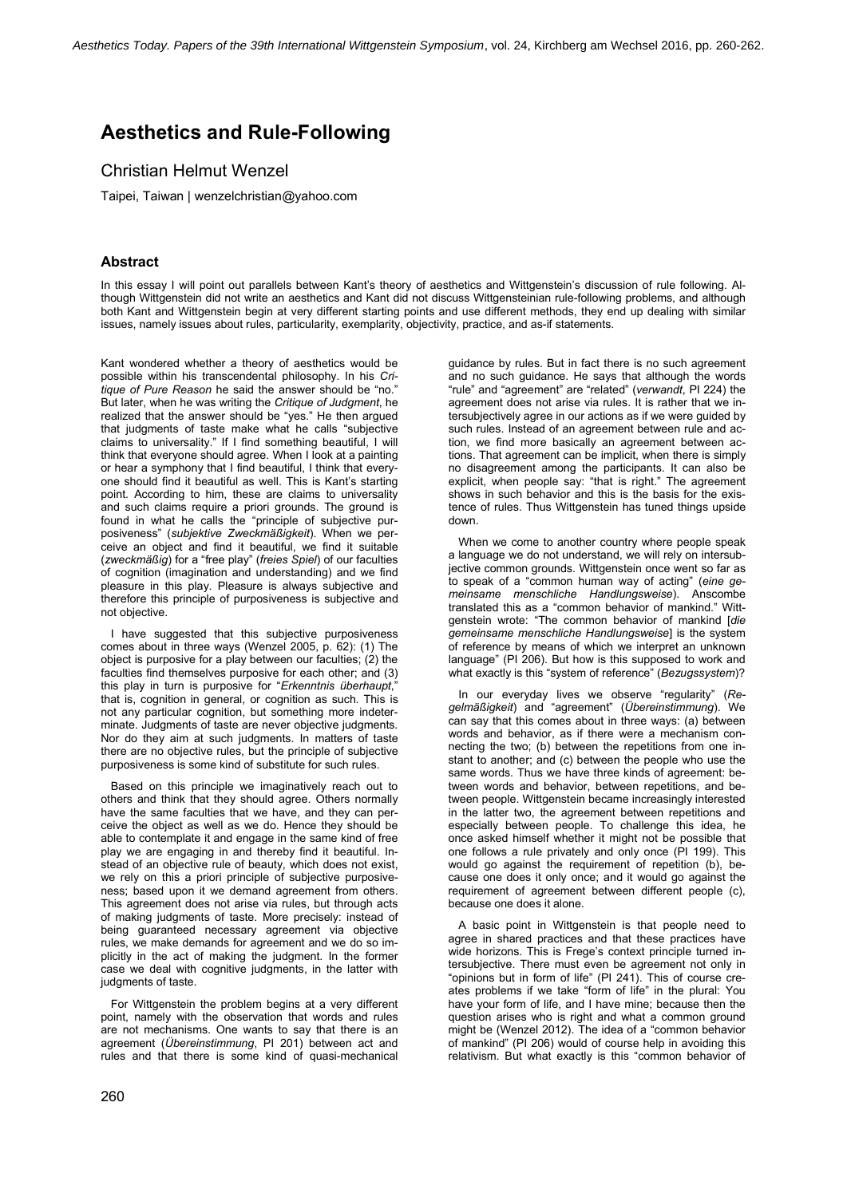# Aesthetics and Rule-Following

Christian Helmut Wenzel

Taipei, Taiwan | wenzelchristian@yahoo.com

## Abstract

In this essay I will point out parallels between Kant's theory of aesthetics and Wittgenstein's discussion of rule following. Although Wittgenstein did not write an aesthetics and Kant did not discuss Wittgensteinian rule-following problems, and although both Kant and Wittgenstein begin at very different starting points and use different methods, they end up dealing with similar issues, namely issues about rules, particularity, exemplarity, objectivity, practice, and as-if statements.

Kant wondered whether a theory of aesthetics would be possible within his transcendental philosophy. In his *Critique of Pure Reason* he said the answer should be "no." But later, when he was writing the *Critique of Judgment*, he realized that the answer should be "yes." He then argued that judgments of taste make what he calls "subjective claims to universality." If I find something beautiful, I will think that everyone should agree. When I look at a painting or hear a symphony that I find beautiful, I think that everyone should find it beautiful as well. This is Kant's starting point. According to him, these are claims to universality and such claims require a priori grounds. The ground is found in what he calls the "principle of subjective purposiveness" (*subjektive Zweckmäßigkeit*). When we perceive an object and find it beautiful, we find it suitable (*zweckmäßig*) for a "free play" (*freies Spiel*) of our faculties of cognition (imagination and understanding) and we find pleasure in this play. Pleasure is always subjective and therefore this principle of purposiveness is subjective and not objective.

I have suggested that this subjective purposiveness comes about in three ways (Wenzel 2005, p. 62): (1) The object is purposive for a play between our faculties; (2) the faculties find themselves purposive for each other; and (3) this play in turn is purposive for "*Erkenntnis überhaupt*," that is, cognition in general, or cognition as such. This is not any particular cognition, but something more indeterminate. Judgments of taste are never objective judgments. Nor do they aim at such judgments. In matters of taste there are no objective rules, but the principle of subjective purposiveness is some kind of substitute for such rules.

Based on this principle we imaginatively reach out to others and think that they should agree. Others normally have the same faculties that we have, and they can perceive the object as well as we do. Hence they should be able to contemplate it and engage in the same kind of free play we are engaging in and thereby find it beautiful. Instead of an objective rule of beauty, which does not exist, we rely on this a priori principle of subjective purposiveness; based upon it we demand agreement from others. This agreement does not arise via rules, but through acts of making judgments of taste. More precisely: instead of being guaranteed necessary agreement via objective rules, we make demands for agreement and we do so implicitly in the act of making the judgment. In the former case we deal with cognitive judgments, in the latter with judgments of taste.

For Wittgenstein the problem begins at a very different point, namely with the observation that words and rules are not mechanisms. One wants to say that there is an agreement (*Übereinstimmung*, PI 201) between act and rules and that there is some kind of quasi-mechanical guidance by rules. But in fact there is no such agreement and no such guidance. He says that although the words "rule" and "agreement" are "related" (*verwandt*, PI 224) the agreement does not arise via rules. It is rather that we intersubjectively agree in our actions as if we were guided by such rules. Instead of an agreement between rule and action, we find more basically an agreement between actions. That agreement can be implicit, when there is simply no disagreement among the participants. It can also be explicit, when people say: "that is right." The agreement shows in such behavior and this is the basis for the existence of rules. Thus Wittgenstein has tuned things upside down.

When we come to another country where people speak a language we do not understand, we will rely on intersubjective common grounds. Wittgenstein once went so far as to speak of a "common human way of acting" (*eine gemeinsame menschliche Handlungsweise*). Anscombe translated this as a "common behavior of mankind." Wittgenstein wrote: "The common behavior of mankind [*die gemeinsame menschliche Handlungsweise*] is the system of reference by means of which we interpret an unknown language" (PI 206). But how is this supposed to work and what exactly is this "system of reference" (*Bezugssystem*)?

In our everyday lives we observe "regularity" (*Regelmäßigkeit*) and "agreement" (*Übereinstimmung*). We can say that this comes about in three ways: (a) between words and behavior, as if there were a mechanism connecting the two; (b) between the repetitions from one instant to another; and (c) between the people who use the same words. Thus we have three kinds of agreement: between words and behavior, between repetitions, and between people. Wittgenstein became increasingly interested in the latter two, the agreement between repetitions and especially between people. To challenge this idea, he once asked himself whether it might not be possible that one follows a rule privately and only once (PI 199). This would go against the requirement of repetition (b), because one does it only once; and it would go against the requirement of agreement between different people (c), because one does it alone.

A basic point in Wittgenstein is that people need to agree in shared practices and that these practices have wide horizons. This is Frege's context principle turned intersubjective. There must even be agreement not only in "opinions but in form of life" (PI 241). This of course creates problems if we take "form of life" in the plural: You have your form of life, and I have mine; because then the question arises who is right and what a common ground might be (Wenzel 2012). The idea of a "common behavior of mankind" (PI 206) would of course help in avoiding this relativism. But what exactly is this "common behavior of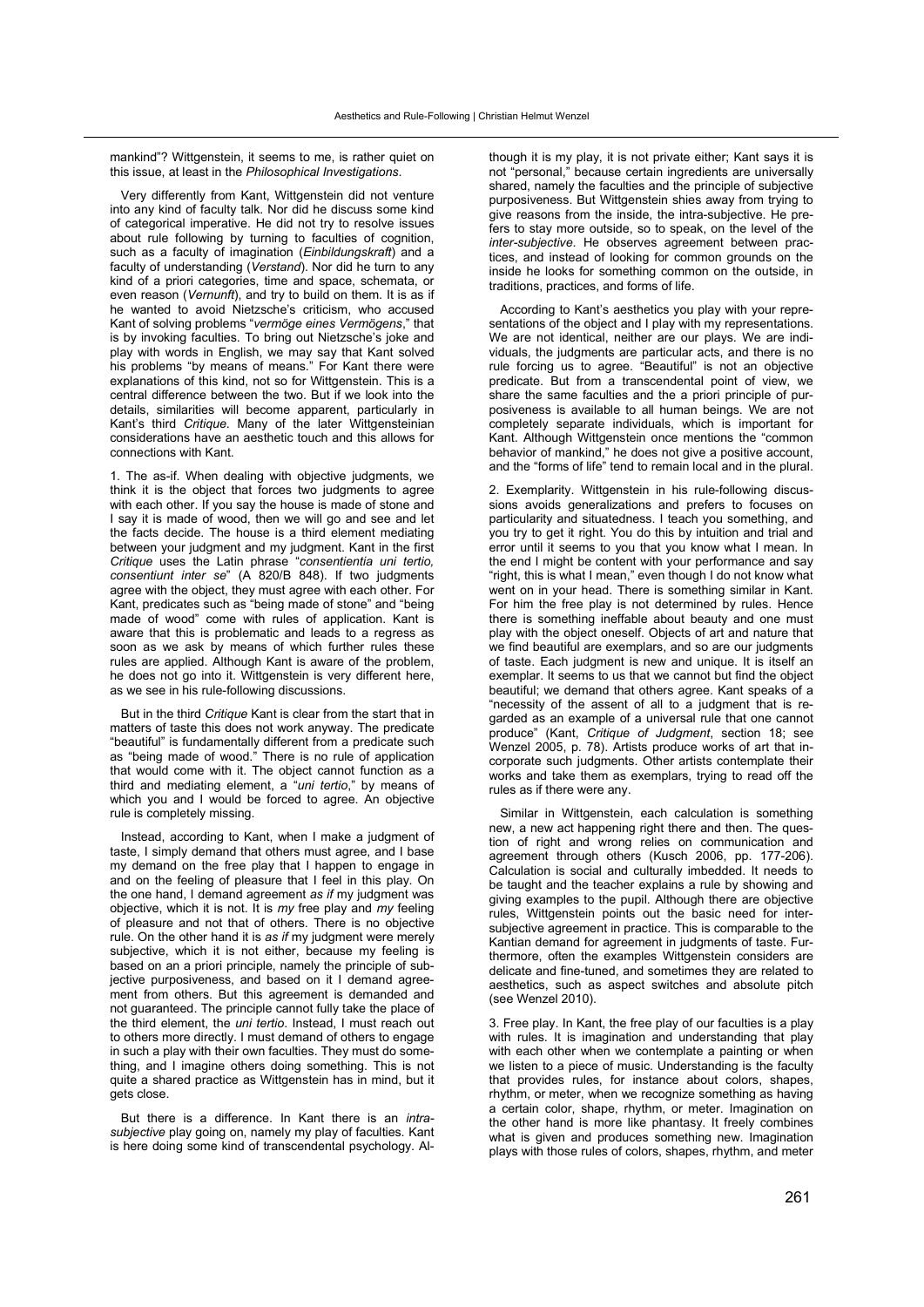mankind"? Wittgenstein, it seems to me, is rather quiet on this issue, at least in the *Philosophical Investigations*.

Very differently from Kant, Wittgenstein did not venture into any kind of faculty talk. Nor did he discuss some kind of categorical imperative. He did not try to resolve issues about rule following by turning to faculties of cognition, such as a faculty of imagination (*Einbildungskraft*) and a faculty of understanding (*Verstand*). Nor did he turn to any kind of a priori categories, time and space, schemata, or even reason (*Vernunft*), and try to build on them. It is as if he wanted to avoid Nietzsche's criticism, who accused Kant of solving problems "*vermöge eines Vermögens*," that is by invoking faculties. To bring out Nietzsche's joke and play with words in English, we may say that Kant solved his problems "by means of means." For Kant there were explanations of this kind, not so for Wittgenstein. This is a central difference between the two. But if we look into the details, similarities will become apparent, particularly in Kant's third *Critique*. Many of the later Wittgensteinian considerations have an aesthetic touch and this allows for connections with Kant.

1. The as-if. When dealing with objective judgments, we think it is the object that forces two judgments to agree with each other. If you say the house is made of stone and I say it is made of wood, then we will go and see and let the facts decide. The house is a third element mediating between your judgment and my judgment. Kant in the first *Critique* uses the Latin phrase "*consententia uni tertio, consentiunt inter se*" (A 820/B 848). If two judgments agree with the object, they must agree with each other. For Kant, predicates such as "being made of stone" and "being made of wood" come with rules of application. Kant is aware that this is problematic and leads to a regress as soon as we ask by means of which further rules these rules are applied. Although Kant is aware of the problem, he does not go into it. Wittgenstein is very different here, as we see in his rule-following discussions.

But in the third *Critique* Kant is clear from the start that in matters of taste this does not work anyway. The predicate "beautiful" is fundamentally different from a predicate such as "being made of wood." There is no rule of application that would come with it. The object cannot function as a third and mediating element, a "*uni tertio*," by means of which you and I would be forced to agree. An objective rule is completely missing.

Instead, according to Kant, when I make a judgment of taste, I simply demand that others must agree, and I base my demand on the free play that I happen to engage in and on the feeling of pleasure that I feel in this play. On the one hand, I demand agreement *as if* my judgment was objective, which it is not. It is *my* free play and *my* feeling of pleasure and not that of others. There is no objective rule. On the other hand it is *as if* my judgment were merely subjective, which it is not either, because my feeling is based on an a priori principle, namely the principle of subjective purposiveness, and based on it I demand agreement from others. But this agreement is demanded and not guaranteed. The principle cannot fully take the place of the third element, the *uni tertio*. Instead, I must reach out to others more directly. I must demand of others to engage in such a play with their own faculties. They must do something, and I imagine others doing something. This is not quite a shared practice as Wittgenstein has in mind, but it gets close.

But there is a difference. In Kant there is an *intra-subjective* play going on, namely my play of faculties. Kant is here doing some kind of transcendental psychology. Although it is my play, it is not private either; Kant says it is not "personal," because certain ingredients are universally shared, namely the faculties and the principle of subjective purposiveness. But Wittgenstein shies away from trying to give reasons from the inside, the intra-subjective. He prefers to stay more outside, so to speak, on the level of the *inter-subjective*. He observes agreement between practices, and instead of looking for common grounds on the inside he looks for something common on the outside, in traditions, practices, and forms of life.

According to Kant's aesthetics you play with your representations of the object and I play with my representations. We are not identical, neither are our plays. We are individuals, the judgments are particular acts, and there is no rule forcing us to agree. "Beautiful" is not an objective predicate. But from a transcendental point of view, we share the same faculties and the a priori principle of purposiveness is available to all human beings. We are not completely separate individuals, which is important for Kant. Although Wittgenstein once mentions the "common behavior of mankind," he does not give a positive account, and the "forms of life" tend to remain local and in the plural.

2. Exemplarity. Wittgenstein in his rule-following discussions avoids generalizations and prefers to focuses on particularity and situatedness. I teach you something, and you try to get it right. You do this by intuition and trial and error until it seems to you that you know what I mean. In the end I might be content with your performance and say "right, this is what I mean," even though I do not know what went on in your head. There is something similar in Kant. For him the free play is not determined by rules. Hence there is something ineffable about beauty and one must play with the object oneself. Objects of art and nature that we find beautiful are exemplars, and so are our judgments of taste. Each judgment is new and unique. It is itself an exemplar. It seems to us that we cannot but find the object beautiful; we demand that others agree. Kant speaks of a "necessity of the assent of all to a judgment that is regarded as an example of a universal rule that one cannot produce" (Kant, *Critique of Judgment*, section 18; see Wenzel 2005, p. 78). Artists produce works of art that incorporate such judgments. Other artists contemplate their works and take them as exemplars, trying to read off the rules as if there were any.

Similar in Wittgenstein, each calculation is something new, a new act happening right there and then. The question of right and wrong relies on communication and agreement through others (Kusch 2006, pp. 177-206). Calculation is social and culturally imbedded. It needs to be taught and the teacher explains a rule by showing and giving examples to the pupil. Although there are objective rules, Wittgenstein points out the basic need for intersubjective agreement in practice. This is comparable to the Kantian demand for agreement in judgments of taste. Furthermore, often the examples Wittgenstein considers are delicate and fine-tuned, and sometimes they are related to aesthetics, such as aspect switches and absolute pitch (see Wenzel 2010).

3. Free play. In Kant, the free play of our faculties is a play with rules. It is imagination and understanding that play with each other when we contemplate a painting or when we listen to a piece of music. Understanding is the faculty that provides rules, for instance about colors, shapes, rhythm, or meter, when we recognize something as having a certain color, shape, rhythm, or meter. Imagination on the other hand is more like phantasy. It freely combines what is given and produces something new. Imagination plays with those rules of colors, shapes, rhythm, and meter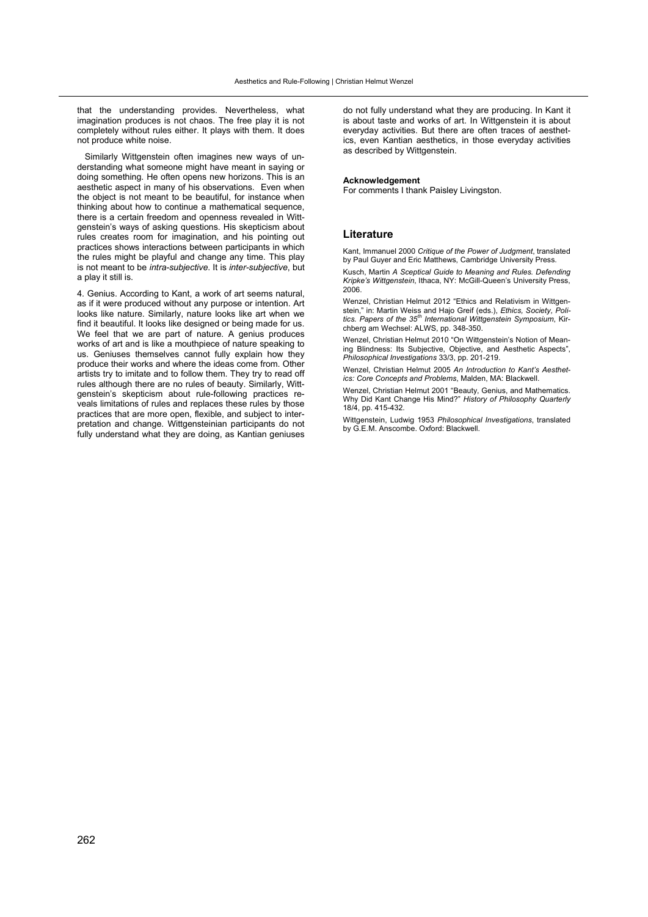that the understanding provides. Nevertheless, what imagination produces is not chaos. The free play it is not completely without rules either. It plays with them. It does not produce white noise.

Similarly Wittgenstein often imagines new ways of understanding what someone might have meant in saying or doing something. He often opens new horizons. This is an aesthetic aspect in many of his observations. Even when the object is not meant to be beautiful, for instance when thinking about how to continue a mathematical sequence, there is a certain freedom and openness revealed in Wittgenstein's ways of asking questions. His skepticism about rules creates room for imagination, and his pointing out practices shows interactions between participants in which the rules might be playful and change any time. This play is not meant to be *intra-subjective*. It is *inter-subjective*, but a play it still is.

4. Genius. According to Kant, a work of art seems natural, as if it were produced without any purpose or intention. Art looks like nature. Similarly, nature looks like art when we find it beautiful. It looks like designed or being made for us. We feel that we are part of nature. A genius produces works of art and is like a mouthpiece of nature speaking to us. Geniuses themselves cannot fully explain how they produce their works and where the ideas come from. Other artists try to imitate and to follow them. They try to read off rules although there are no rules of beauty. Similarly, Wittgenstein's skepticism about rule-following practices reveals limitations of rules and replaces these rules by those practices that are more open, flexible, and subject to interpretation and change. Wittgensteinian participants do not fully understand what they are doing, as Kantian geniuses do not fully understand what they are producing. In Kant it is about taste and works of art. In Wittgenstein it is about everyday activities. But there are often traces of aesthetics, even Kantian aesthetics, in those everyday activities as described by Wittgenstein.

**Acknowledgement**

For comments I thank Paisley Livingston.

## Literature

Kant, Immanuel 2000 *Critique of the Power of Judgment*, translated by Paul Guyer and Eric Matthews, Cambridge University Press.

Kusch, Martin *A Sceptical Guide to Meaning and Rules. Defending Kripke's Wittgenstein*, Ithaca, NY: McGill-Queen's University Press, 2006.

Wenzel, Christian Helmut 2012 "Ethics and Relativism in Wittgenstein," in: Martin Weiss and Hajo Greif (eds.), *Ethics, Society, Politics. Papers of the 35th International Wittgenstein Symposium*, Kirchberg am Wechsel: ALWS, pp. 348-350.

Wenzel, Christian Helmut 2010 "On Wittgenstein's Notion of Meaning Blindness: Its Subjective, Objective, and Aesthetic Aspects", *Philosophical Investigations* 33/3, pp. 201-219.

Wenzel, Christian Helmut 2005 *An Introduction to Kant's Aesthetics: Core Concepts and Problems*, Malden, MA: Blackwell.

Wenzel, Christian Helmut 2001 "Beauty, Genius, and Mathematics. Why Did Kant Change His Mind?" *History of Philosophy Quarterly* 18/4, pp. 415-432.

Wittgenstein, Ludwig 1953 *Philosophical Investigations*, translated by G.E.M. Anscombe. Oxford: Blackwell.